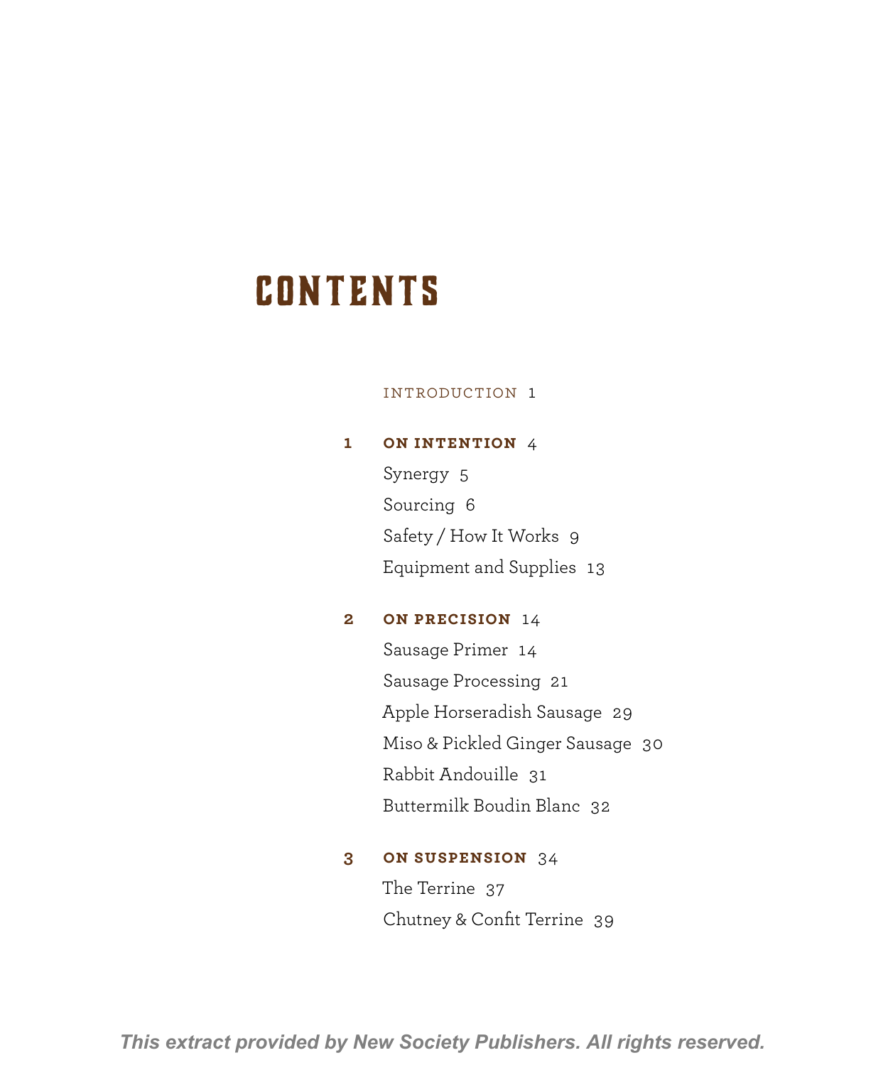# CONTENTS

INTRODUCTION 1

**1 ON INTENTION** 4

- Synergy 5
- Sourcing 6
- Safety / How It Works 9
- Equipment and Supplies 13

**2 ON PRECISION** 14

- Sausage Primer 14
- Sausage Processing 21
- Apple Horseradish Sausage 29
- Miso & Pickled Ginger Sausage 30
- Rabbit Andouille 31
- Buttermilk Boudin Blanc 32

**3 ON SUSPENSION** 34

- The Terrine 37
- Chutney & Confit Terrine 39

*This extract provided by New Society Publishers. All rights reserved.*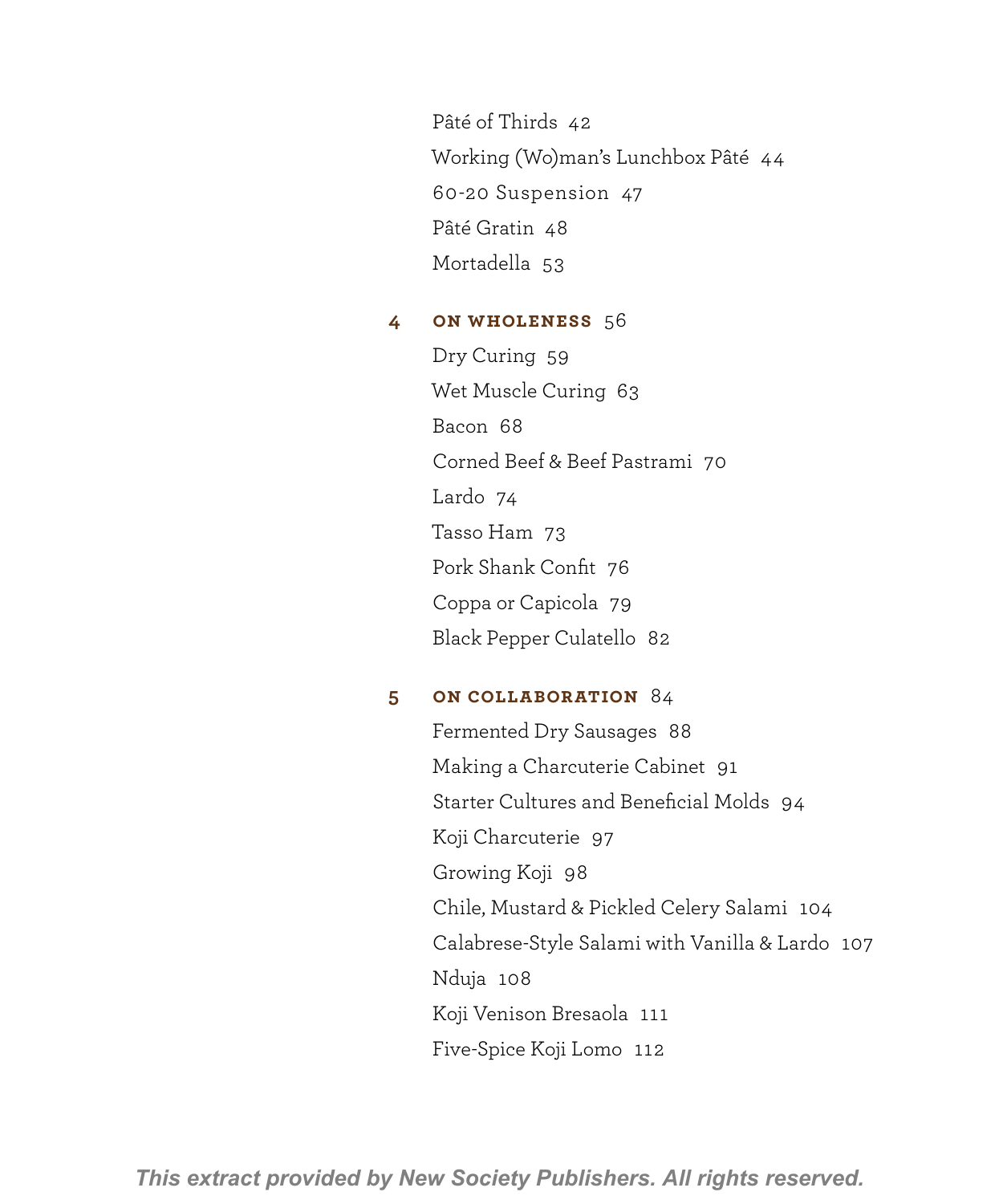Pâté of Thirds 42
Working (Wo)man's Lunchbox Pâté 44
60-20 Suspension 47
Pâté Gratin 48
Mortadella 53

4 **ON WHOLENESS** 56

Dry Curing 59
Wet Muscle Curing 63
Bacon 68
Corned Beef & Beef Pastrami 70
Lardo 74
Tasso Ham 73
Pork Shank Confit 76
Coppa or Capicola 79
Black Pepper Culatello 82

5 **ON COLLABORATION** 84

Fermented Dry Sausages 88
Making a Charcuterie Cabinet 91
Starter Cultures and Beneficial Molds 94
Koji Charcuterie 97
Growing Koji 98
Chile, Mustard & Pickled Celery Salami 104
Calabrese-Style Salami with Vanilla & Lardo 107
Nduja 108
Koji Venison Bresaola 111
Five-Spice Koji Lomo 112

*This extract provided by New Society Publishers. All rights reserved.*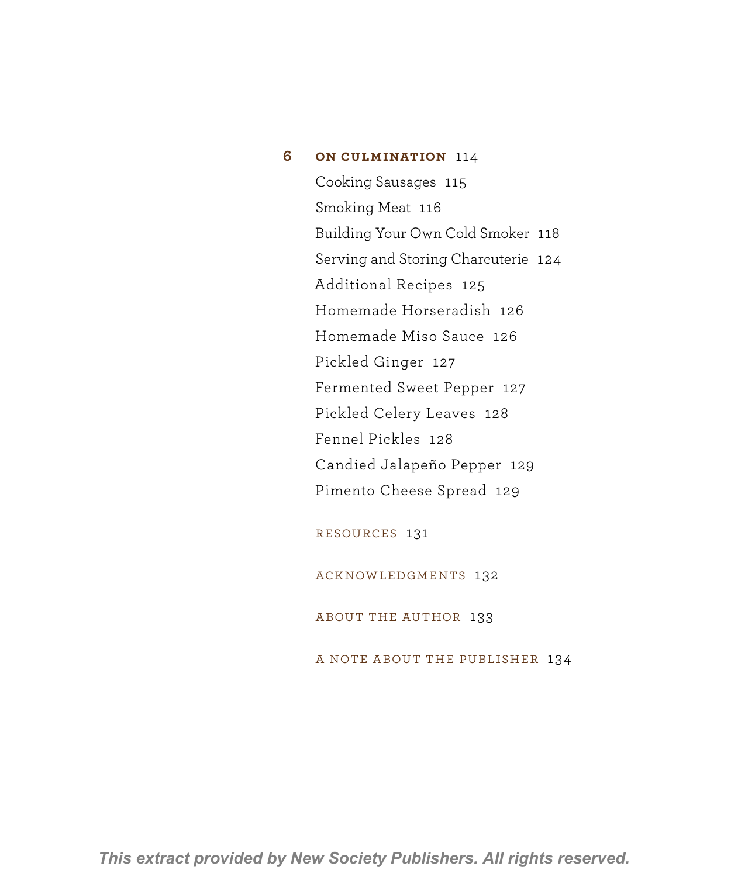**6 ON CULMINATION** 114

Cooking Sausages 115

Smoking Meat 116

Building Your Own Cold Smoker 118

Serving and Storing Charcuterie 124

Additional Recipes 125

Homemade Horseradish 126

Homemade Miso Sauce 126

Pickled Ginger 127

Fermented Sweet Pepper 127

Pickled Celery Leaves 128

Fennel Pickles 128

Candied Jalapeño Pepper 129

Pimento Cheese Spread 129

RESOURCES 131

ACKNOWLEDGMENTS 132

ABOUT THE AUTHOR 133

A NOTE ABOUT THE PUBLISHER 134

*This extract provided by New Society Publishers. All rights reserved.*